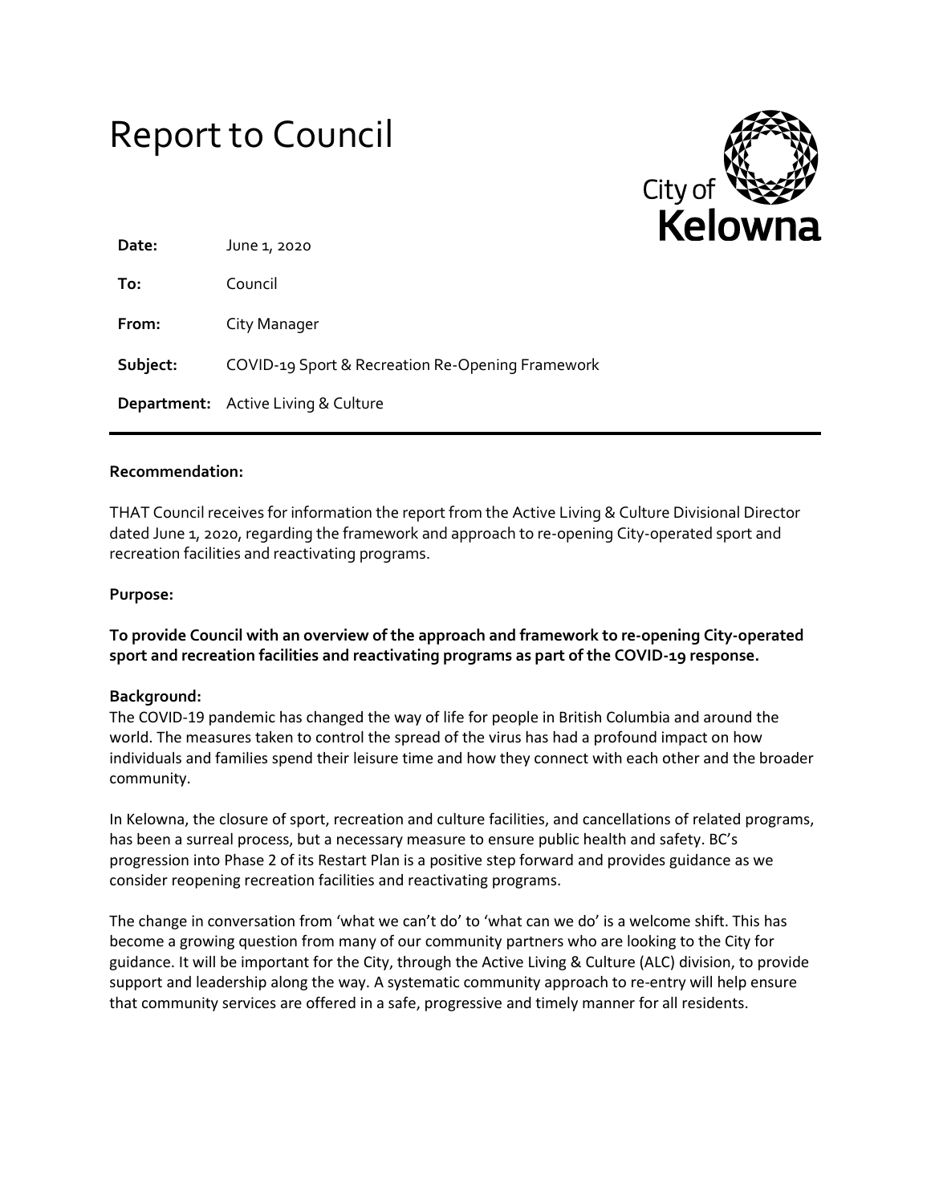# Report to Council

City of Kelowna

| | |
|---|---|
| **Date:** | June 1, 2020 |
| **To:** | Council |
| **From:** | City Manager |
| **Subject:** | COVID-19 Sport & Recreation Re-Opening Framework |
| **Department:** | Active Living & Culture |

---

**Recommendation:**

THAT Council receives for information the report from the Active Living & Culture Divisional Director dated June 1, 2020, regarding the framework and approach to re-opening City-operated sport and recreation facilities and reactivating programs.

**Purpose:**

**To provide Council with an overview of the approach and framework to re-opening City-operated sport and recreation facilities and reactivating programs as part of the COVID-19 response.**

**Background:**

The COVID-19 pandemic has changed the way of life for people in British Columbia and around the world. The measures taken to control the spread of the virus has had a profound impact on how individuals and families spend their leisure time and how they connect with each other and the broader community.

In Kelowna, the closure of sport, recreation and culture facilities, and cancellations of related programs, has been a surreal process, but a necessary measure to ensure public health and safety. BC's progression into Phase 2 of its Restart Plan is a positive step forward and provides guidance as we consider reopening recreation facilities and reactivating programs.

The change in conversation from 'what we can't do' to 'what can we do' is a welcome shift. This has become a growing question from many of our community partners who are looking to the City for guidance. It will be important for the City, through the Active Living & Culture (ALC) division, to provide support and leadership along the way. A systematic community approach to re-entry will help ensure that community services are offered in a safe, progressive and timely manner for all residents.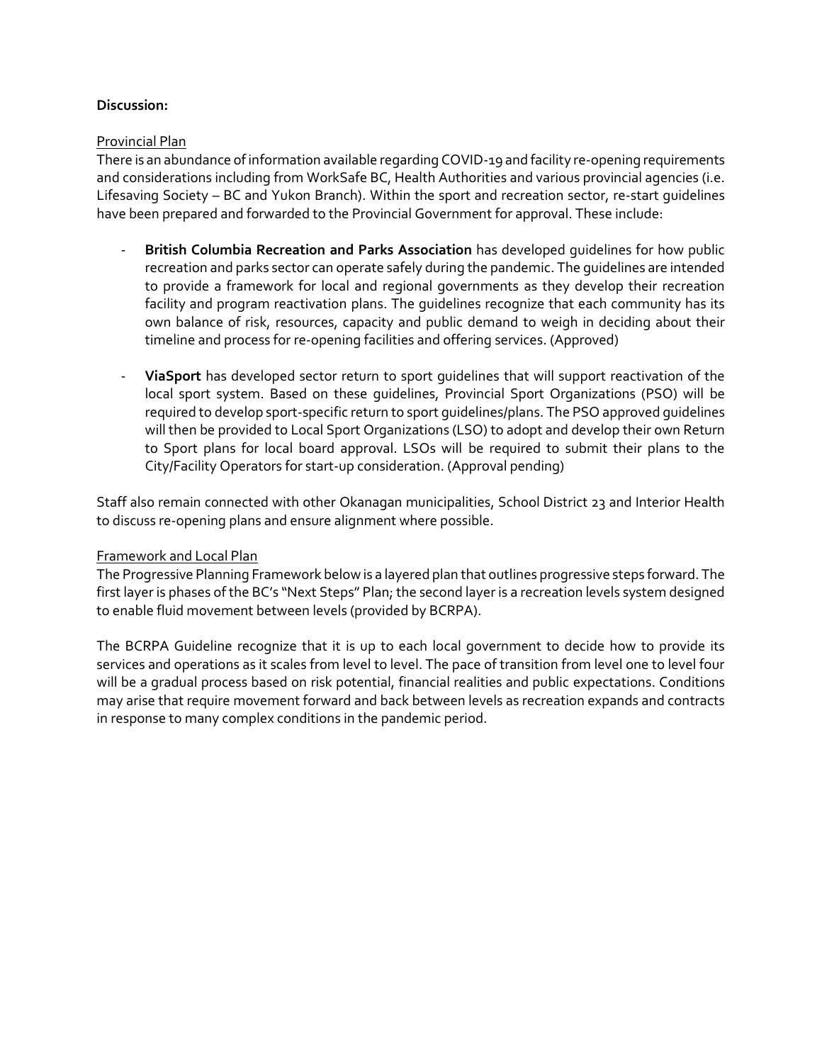**Discussion:**

Provincial Plan

There is an abundance of information available regarding COVID-19 and facility re-opening requirements and considerations including from WorkSafe BC, Health Authorities and various provincial agencies (i.e. Lifesaving Society – BC and Yukon Branch). Within the sport and recreation sector, re-start guidelines have been prepared and forwarded to the Provincial Government for approval. These include:

- **British Columbia Recreation and Parks Association** has developed guidelines for how public recreation and parks sector can operate safely during the pandemic. The guidelines are intended to provide a framework for local and regional governments as they develop their recreation facility and program reactivation plans. The guidelines recognize that each community has its own balance of risk, resources, capacity and public demand to weigh in deciding about their timeline and process for re-opening facilities and offering services. (Approved)

- **ViaSport** has developed sector return to sport guidelines that will support reactivation of the local sport system. Based on these guidelines, Provincial Sport Organizations (PSO) will be required to develop sport-specific return to sport guidelines/plans. The PSO approved guidelines will then be provided to Local Sport Organizations (LSO) to adopt and develop their own Return to Sport plans for local board approval. LSOs will be required to submit their plans to the City/Facility Operators for start-up consideration. (Approval pending)

Staff also remain connected with other Okanagan municipalities, School District 23 and Interior Health to discuss re-opening plans and ensure alignment where possible.

Framework and Local Plan

The Progressive Planning Framework below is a layered plan that outlines progressive steps forward. The first layer is phases of the BC's "Next Steps" Plan; the second layer is a recreation levels system designed to enable fluid movement between levels (provided by BCRPA).

The BCRPA Guideline recognize that it is up to each local government to decide how to provide its services and operations as it scales from level to level. The pace of transition from level one to level four will be a gradual process based on risk potential, financial realities and public expectations. Conditions may arise that require movement forward and back between levels as recreation expands and contracts in response to many complex conditions in the pandemic period.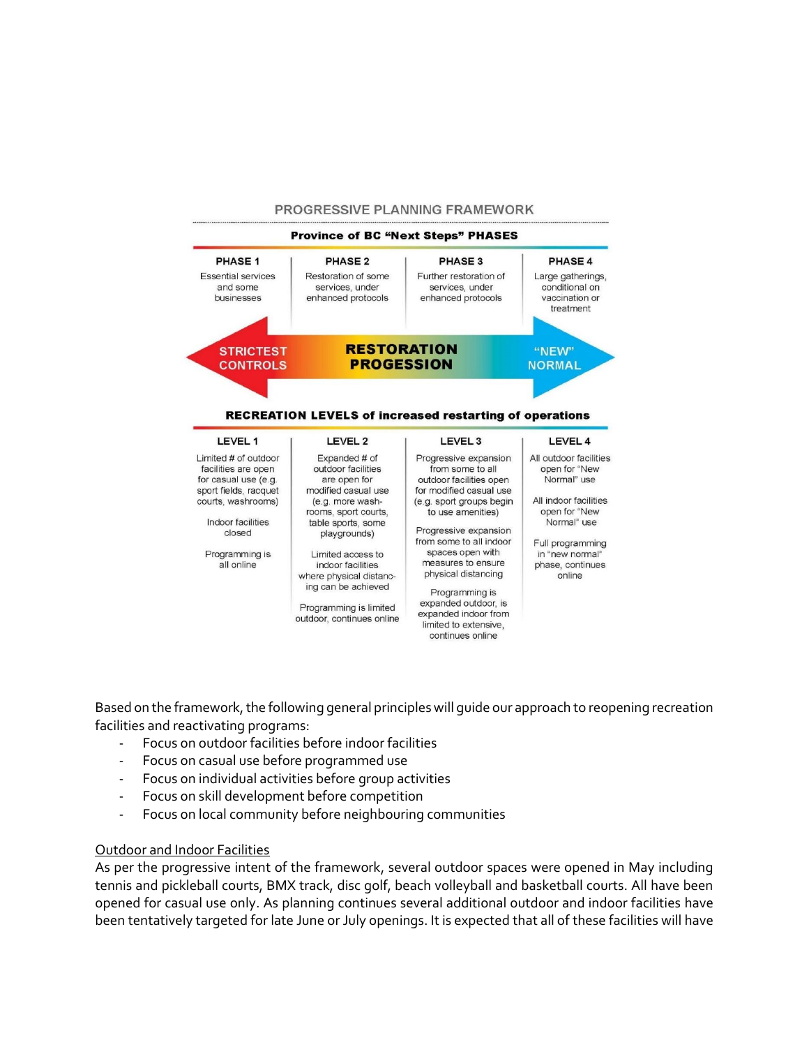## PROGRESSIVE PLANNING FRAMEWORK

**Province of BC "Next Steps" PHASES**

| PHASE 1 | PHASE 2 | PHASE 3 | PHASE 4 |
|---|---|---|---|
| Essential services and some businesses | Restoration of some services, under enhanced protocols | Further restoration of services, under enhanced protocols | Large gatherings, conditional on vaccination or treatment |

STRICTEST CONTROLS — RESTORATION PROGESSION — "NEW" NORMAL

**RECREATION LEVELS of increased restarting of operations**

| LEVEL 1 | LEVEL 2 | LEVEL 3 | LEVEL 4 |
|---|---|---|---|
| Limited # of outdoor facilities are open for casual use (e.g. sport fields, racquet courts, washrooms)<br><br>Indoor facilities closed<br><br>Programming is all online | Expanded # of outdoor facilities are open for modified casual use (e.g. more wash-rooms, sport courts, table sports, some playgrounds)<br><br>Limited access to indoor facilities where physical distancing can be achieved<br><br>Programming is limited outdoor, continues online | Progressive expansion from some to all outdoor facilities open for modified casual use (e.g. sport groups begin to use amenities)<br><br>Progressive expansion from some to all indoor spaces open with measures to ensure physical distancing<br><br>Programming is expanded outdoor, is expanded indoor from limited to extensive, continues online | All outdoor facilities open for "New Normal" use<br><br>All indoor facilities open for "New Normal" use<br><br>Full programming in "new normal" phase, continues online |

Based on the framework, the following general principles will guide our approach to reopening recreation facilities and reactivating programs:

- Focus on outdoor facilities before indoor facilities
- Focus on casual use before programmed use
- Focus on individual activities before group activities
- Focus on skill development before competition
- Focus on local community before neighbouring communities

Outdoor and Indoor Facilities

As per the progressive intent of the framework, several outdoor spaces were opened in May including tennis and pickleball courts, BMX track, disc golf, beach volleyball and basketball courts. All have been opened for casual use only. As planning continues several additional outdoor and indoor facilities have been tentatively targeted for late June or July openings. It is expected that all of these facilities will have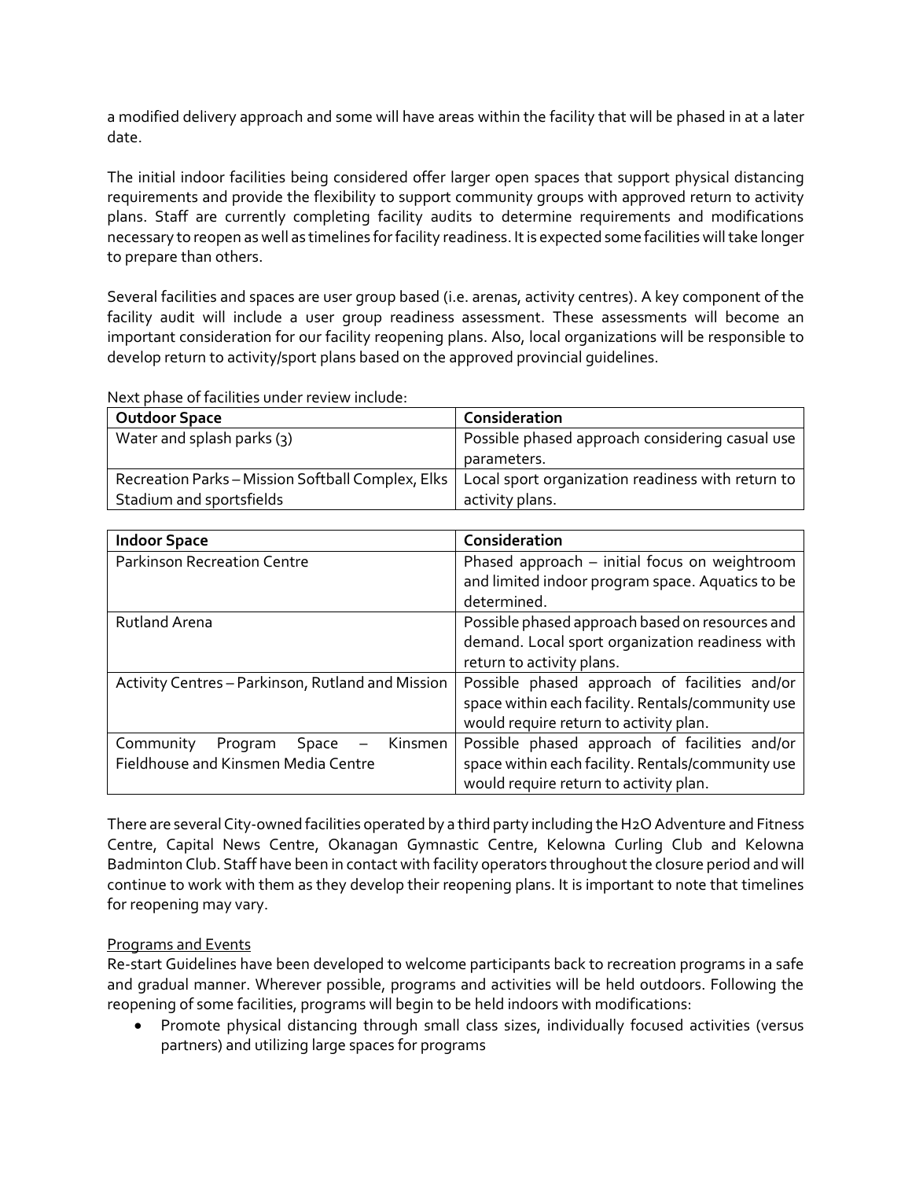a modified delivery approach and some will have areas within the facility that will be phased in at a later date.

The initial indoor facilities being considered offer larger open spaces that support physical distancing requirements and provide the flexibility to support community groups with approved return to activity plans. Staff are currently completing facility audits to determine requirements and modifications necessary to reopen as well as timelines for facility readiness. It is expected some facilities will take longer to prepare than others.

Several facilities and spaces are user group based (i.e. arenas, activity centres). A key component of the facility audit will include a user group readiness assessment. These assessments will become an important consideration for our facility reopening plans. Also, local organizations will be responsible to develop return to activity/sport plans based on the approved provincial guidelines.

Next phase of facilities under review include:

| **Outdoor Space** | **Consideration** |
|---|---|
| Water and splash parks (3) | Possible phased approach considering casual use parameters. |
| Recreation Parks – Mission Softball Complex, Elks Stadium and sportsfields | Local sport organization readiness with return to activity plans. |

| **Indoor Space** | **Consideration** |
|---|---|
| Parkinson Recreation Centre | Phased approach – initial focus on weightroom and limited indoor program space. Aquatics to be determined. |
| Rutland Arena | Possible phased approach based on resources and demand. Local sport organization readiness with return to activity plans. |
| Activity Centres – Parkinson, Rutland and Mission | Possible phased approach of facilities and/or space within each facility. Rentals/community use would require return to activity plan. |
| Community Program Space – Kinsmen Fieldhouse and Kinsmen Media Centre | Possible phased approach of facilities and/or space within each facility. Rentals/community use would require return to activity plan. |

There are several City-owned facilities operated by a third party including the H2O Adventure and Fitness Centre, Capital News Centre, Okanagan Gymnastic Centre, Kelowna Curling Club and Kelowna Badminton Club. Staff have been in contact with facility operators throughout the closure period and will continue to work with them as they develop their reopening plans. It is important to note that timelines for reopening may vary.

Programs and Events

Re-start Guidelines have been developed to welcome participants back to recreation programs in a safe and gradual manner. Wherever possible, programs and activities will be held outdoors. Following the reopening of some facilities, programs will begin to be held indoors with modifications:

- Promote physical distancing through small class sizes, individually focused activities (versus partners) and utilizing large spaces for programs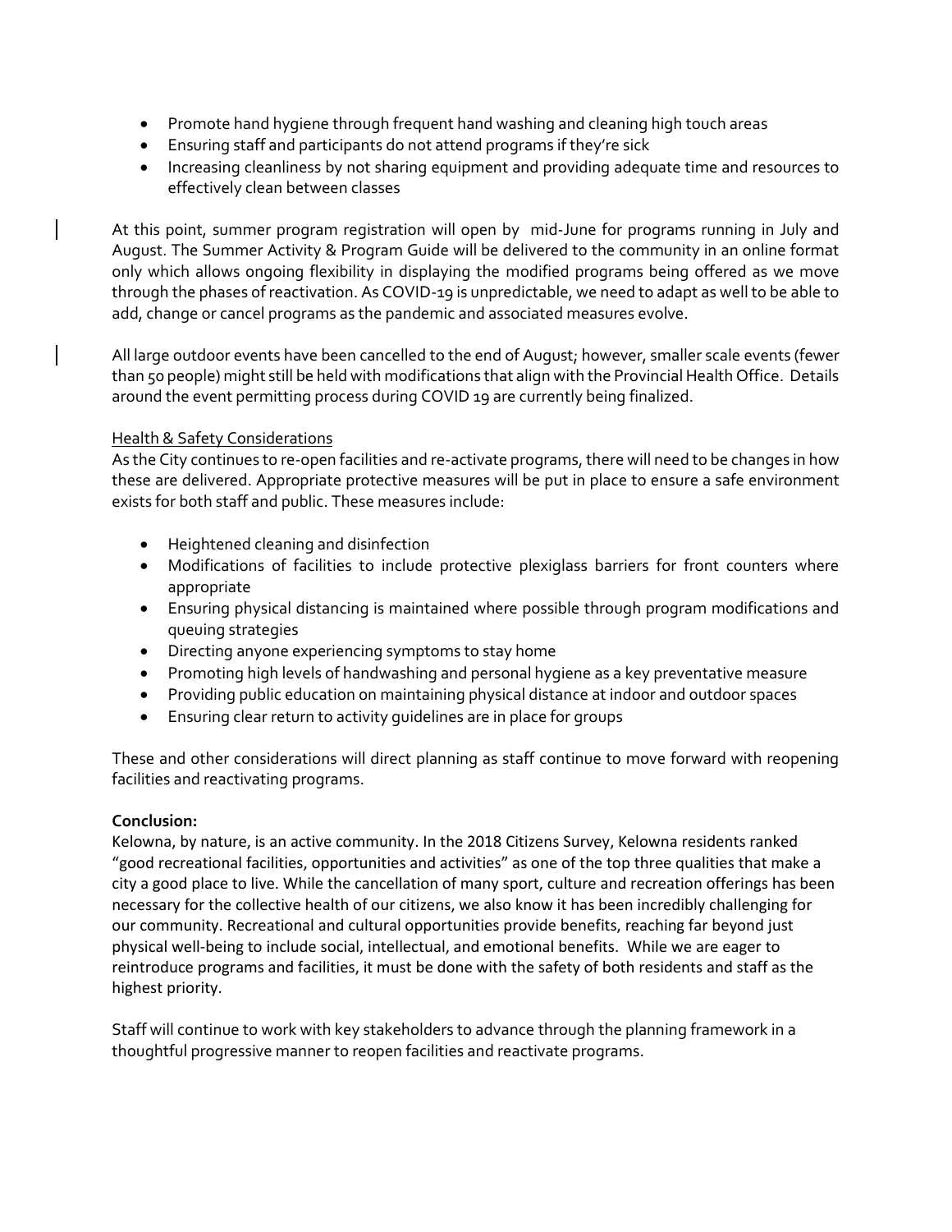- Promote hand hygiene through frequent hand washing and cleaning high touch areas
- Ensuring staff and participants do not attend programs if they're sick
- Increasing cleanliness by not sharing equipment and providing adequate time and resources to effectively clean between classes

At this point, summer program registration will open by mid-June for programs running in July and August. The Summer Activity & Program Guide will be delivered to the community in an online format only which allows ongoing flexibility in displaying the modified programs being offered as we move through the phases of reactivation. As COVID-19 is unpredictable, we need to adapt as well to be able to add, change or cancel programs as the pandemic and associated measures evolve.

All large outdoor events have been cancelled to the end of August; however, smaller scale events (fewer than 50 people) might still be held with modifications that align with the Provincial Health Office. Details around the event permitting process during COVID 19 are currently being finalized.

Health & Safety Considerations

As the City continues to re-open facilities and re-activate programs, there will need to be changes in how these are delivered. Appropriate protective measures will be put in place to ensure a safe environment exists for both staff and public. These measures include:

- Heightened cleaning and disinfection
- Modifications of facilities to include protective plexiglass barriers for front counters where appropriate
- Ensuring physical distancing is maintained where possible through program modifications and queuing strategies
- Directing anyone experiencing symptoms to stay home
- Promoting high levels of handwashing and personal hygiene as a key preventative measure
- Providing public education on maintaining physical distance at indoor and outdoor spaces
- Ensuring clear return to activity guidelines are in place for groups

These and other considerations will direct planning as staff continue to move forward with reopening facilities and reactivating programs.

**Conclusion:**

Kelowna, by nature, is an active community. In the 2018 Citizens Survey, Kelowna residents ranked "good recreational facilities, opportunities and activities" as one of the top three qualities that make a city a good place to live. While the cancellation of many sport, culture and recreation offerings has been necessary for the collective health of our citizens, we also know it has been incredibly challenging for our community. Recreational and cultural opportunities provide benefits, reaching far beyond just physical well-being to include social, intellectual, and emotional benefits. While we are eager to reintroduce programs and facilities, it must be done with the safety of both residents and staff as the highest priority.

Staff will continue to work with key stakeholders to advance through the planning framework in a thoughtful progressive manner to reopen facilities and reactivate programs.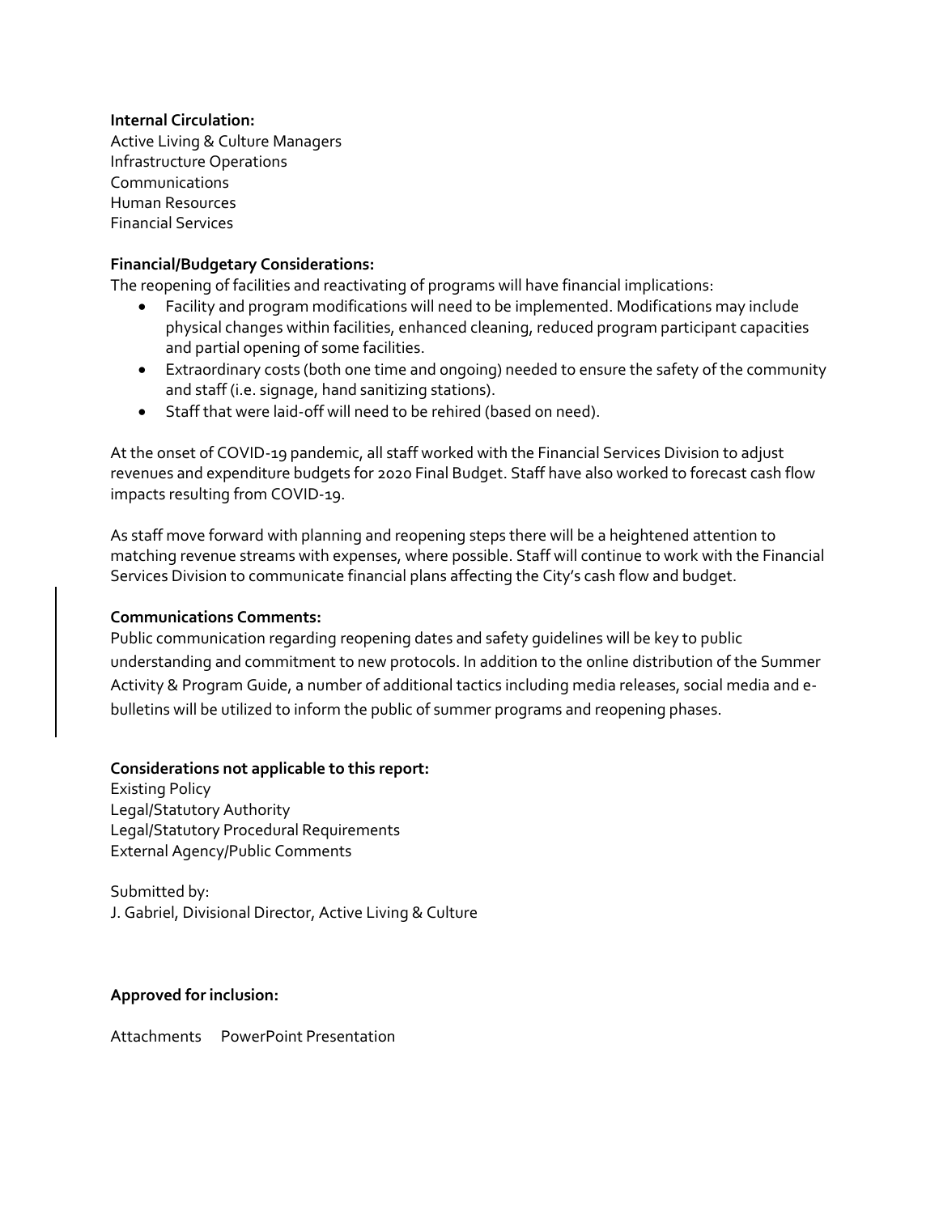**Internal Circulation:**
Active Living & Culture Managers
Infrastructure Operations
Communications
Human Resources
Financial Services

**Financial/Budgetary Considerations:**
The reopening of facilities and reactivating of programs will have financial implications:

- Facility and program modifications will need to be implemented. Modifications may include physical changes within facilities, enhanced cleaning, reduced program participant capacities and partial opening of some facilities.
- Extraordinary costs (both one time and ongoing) needed to ensure the safety of the community and staff (i.e. signage, hand sanitizing stations).
- Staff that were laid-off will need to be rehired (based on need).

At the onset of COVID-19 pandemic, all staff worked with the Financial Services Division to adjust revenues and expenditure budgets for 2020 Final Budget. Staff have also worked to forecast cash flow impacts resulting from COVID-19.

As staff move forward with planning and reopening steps there will be a heightened attention to matching revenue streams with expenses, where possible. Staff will continue to work with the Financial Services Division to communicate financial plans affecting the City's cash flow and budget.

**Communications Comments:**
Public communication regarding reopening dates and safety guidelines will be key to public understanding and commitment to new protocols. In addition to the online distribution of the Summer Activity & Program Guide, a number of additional tactics including media releases, social media and e-bulletins will be utilized to inform the public of summer programs and reopening phases.

**Considerations not applicable to this report:**
Existing Policy
Legal/Statutory Authority
Legal/Statutory Procedural Requirements
External Agency/Public Comments

Submitted by:
J. Gabriel, Divisional Director, Active Living & Culture

**Approved for inclusion:**

Attachments PowerPoint Presentation